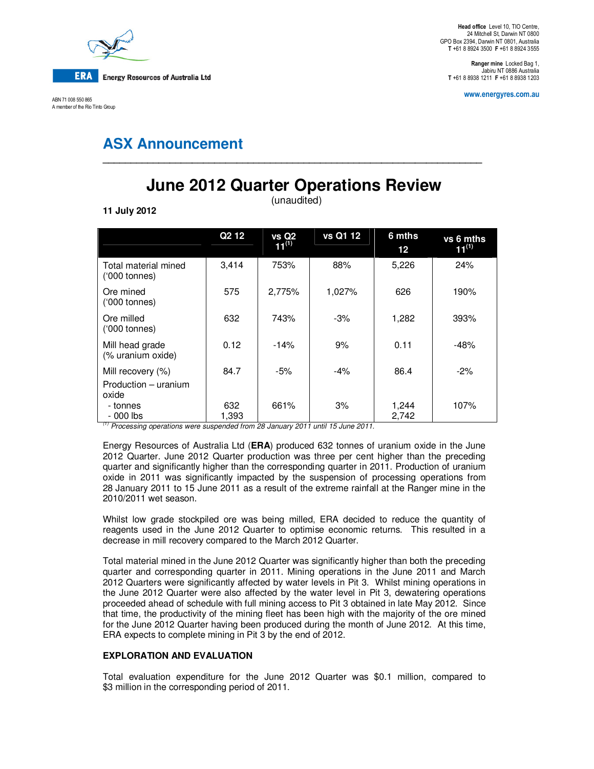Energy Resources of Australia Ltd

ABN 71 008 550 865
A member of the Rio Tinto Group

**Head office** Level 10, TIO Centre, 24 Mitchell St, Darwin NT 0800
GPO Box 2394, Darwin NT 0801, Australia
**T** +61 8 8924 3500 **F** +61 8 8924 3555

**Ranger mine** Locked Bag 1, Jabiru NT 0886 Australia
**T** +61 8 8938 1211 **F** +61 8 8938 1203

www.energyres.com.au

## ASX Announcement

# June 2012 Quarter Operations Review

(unaudited)

**11 July 2012**

| | Q2 12 | vs Q2 11[1] | vs Q1 12 | 6 mths 12 | vs 6 mths 11[1] |
|---|---|---|---|---|---|
| Total material mined ('000 tonnes) | 3,414 | 753% | 88% | 5,226 | 24% |
| Ore mined ('000 tonnes) | 575 | 2,775% | 1,027% | 626 | 190% |
| Ore milled ('000 tonnes) | 632 | 743% | -3% | 1,282 | 393% |
| Mill head grade (% uranium oxide) | 0.12 | -14% | 9% | 0.11 | -48% |
| Mill recovery (%) | 84.7 | -5% | -4% | 86.4 | -2% |
| Production – uranium oxide<br>- tonnes<br>- 000 lbs | <br>632<br>1,393 | <br>661% | <br>3% | <br>1,244<br>2,742 | <br>107% |

[1] *Processing operations were suspended from 28 January 2011 until 15 June 2011.*

Energy Resources of Australia Ltd (**ERA**) produced 632 tonnes of uranium oxide in the June 2012 Quarter. June 2012 Quarter production was three per cent higher than the preceding quarter and significantly higher than the corresponding quarter in 2011. Production of uranium oxide in 2011 was significantly impacted by the suspension of processing operations from 28 January 2011 to 15 June 2011 as a result of the extreme rainfall at the Ranger mine in the 2010/2011 wet season.

Whilst low grade stockpiled ore was being milled, ERA decided to reduce the quantity of reagents used in the June 2012 Quarter to optimise economic returns. This resulted in a decrease in mill recovery compared to the March 2012 Quarter.

Total material mined in the June 2012 Quarter was significantly higher than both the preceding quarter and corresponding quarter in 2011. Mining operations in the June 2011 and March 2012 Quarters were significantly affected by water levels in Pit 3. Whilst mining operations in the June 2012 Quarter were also affected by the water level in Pit 3, dewatering operations proceeded ahead of schedule with full mining access to Pit 3 obtained in late May 2012. Since that time, the productivity of the mining fleet has been high with the majority of the ore mined for the June 2012 Quarter having been produced during the month of June 2012. At this time, ERA expects to complete mining in Pit 3 by the end of 2012.

### EXPLORATION AND EVALUATION

Total evaluation expenditure for the June 2012 Quarter was $0.1 million, compared to $3 million in the corresponding period of 2011.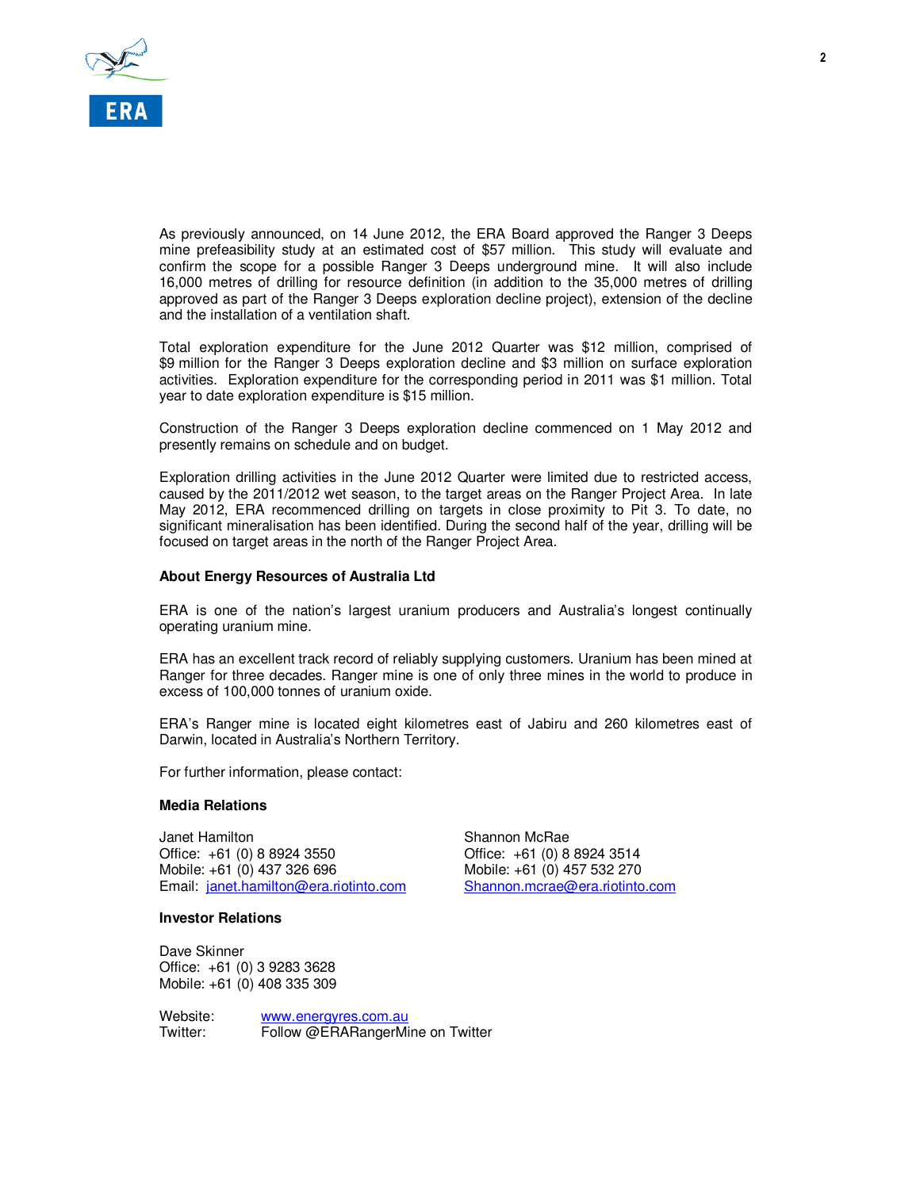As previously announced, on 14 June 2012, the ERA Board approved the Ranger 3 Deeps mine prefeasibility study at an estimated cost of $57 million. This study will evaluate and confirm the scope for a possible Ranger 3 Deeps underground mine. It will also include 16,000 metres of drilling for resource definition (in addition to the 35,000 metres of drilling approved as part of the Ranger 3 Deeps exploration decline project), extension of the decline and the installation of a ventilation shaft.

Total exploration expenditure for the June 2012 Quarter was $12 million, comprised of $9 million for the Ranger 3 Deeps exploration decline and $3 million on surface exploration activities. Exploration expenditure for the corresponding period in 2011 was $1 million. Total year to date exploration expenditure is $15 million.

Construction of the Ranger 3 Deeps exploration decline commenced on 1 May 2012 and presently remains on schedule and on budget.

Exploration drilling activities in the June 2012 Quarter were limited due to restricted access, caused by the 2011/2012 wet season, to the target areas on the Ranger Project Area. In late May 2012, ERA recommenced drilling on targets in close proximity to Pit 3. To date, no significant mineralisation has been identified. During the second half of the year, drilling will be focused on target areas in the north of the Ranger Project Area.

**About Energy Resources of Australia Ltd**

ERA is one of the nation's largest uranium producers and Australia's longest continually operating uranium mine.

ERA has an excellent track record of reliably supplying customers. Uranium has been mined at Ranger for three decades. Ranger mine is one of only three mines in the world to produce in excess of 100,000 tonnes of uranium oxide.

ERA's Ranger mine is located eight kilometres east of Jabiru and 260 kilometres east of Darwin, located in Australia's Northern Territory.

For further information, please contact:

**Media Relations**

Janet Hamilton
Office: +61 (0) 8 8924 3550
Mobile: +61 (0) 437 326 696
Email: janet.hamilton@era.riotinto.com

Shannon McRae
Office: +61 (0) 8 8924 3514
Mobile: +61 (0) 457 532 270
Shannon.mcrae@era.riotinto.com

**Investor Relations**

Dave Skinner
Office: +61 (0) 3 9283 3628
Mobile: +61 (0) 408 335 309

Website: www.energyres.com.au
Twitter: Follow @ERARangerMine on Twitter